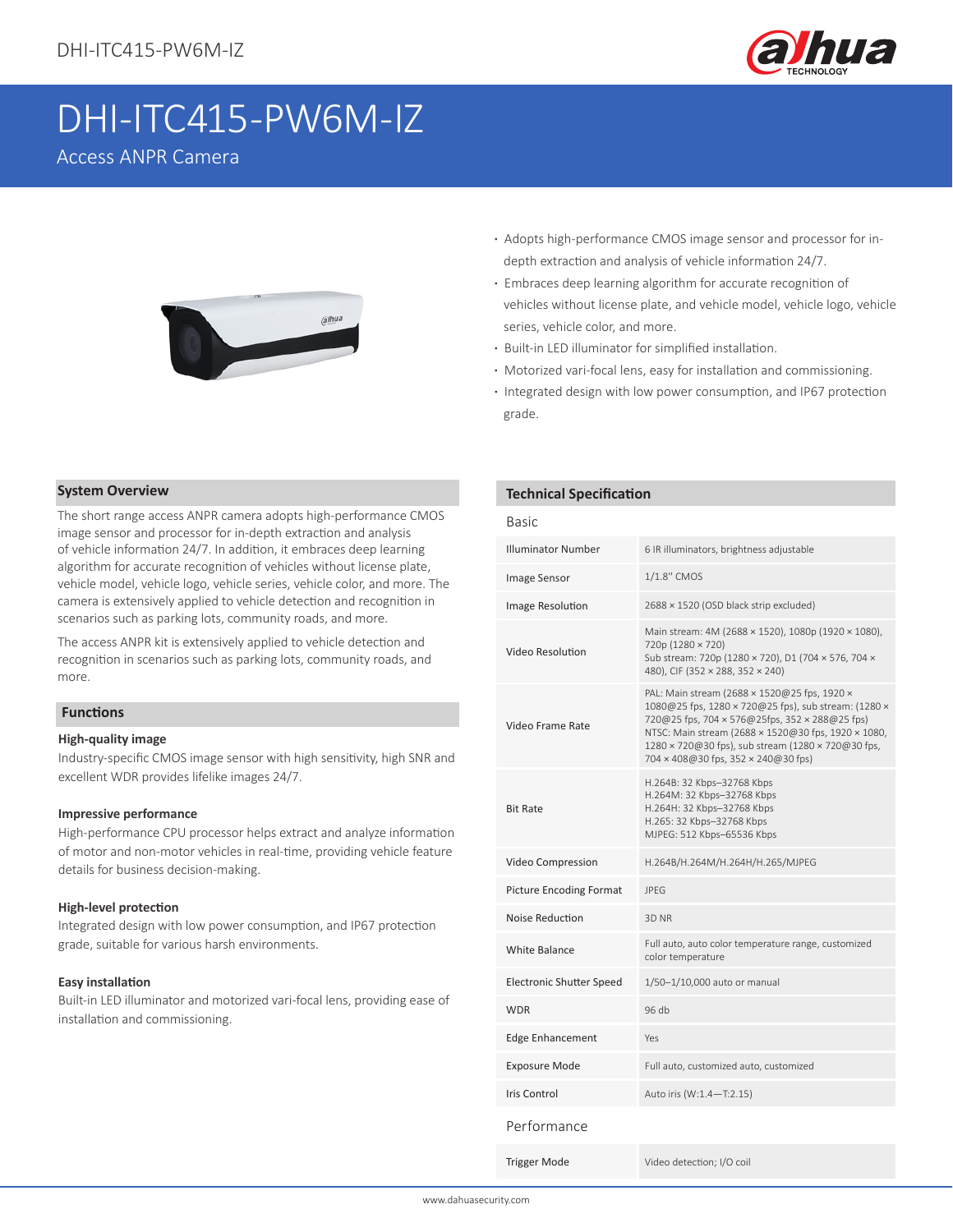# DHI-ITC415-PW6M-IZ

Access ANPR Camera

- Adopts high-performance CMOS image sensor and processor for in-depth extraction and analysis of vehicle information 24/7.
- Embraces deep learning algorithm for accurate recognition of vehicles without license plate, and vehicle model, vehicle logo, vehicle series, vehicle color, and more.
- Built-in LED illuminator for simplified installation.
- Motorized vari-focal lens, easy for installation and commissioning.
- Integrated design with low power consumption, and IP67 protection grade.

## System Overview

The short range access ANPR camera adopts high-performance CMOS image sensor and processor for in-depth extraction and analysis of vehicle information 24/7. In addition, it embraces deep learning algorithm for accurate recognition of vehicles without license plate, vehicle model, vehicle logo, vehicle series, vehicle color, and more. The camera is extensively applied to vehicle detection and recognition in scenarios such as parking lots, community roads, and more.

The access ANPR kit is extensively applied to vehicle detection and recognition in scenarios such as parking lots, community roads, and more.

## Functions

### High-quality image

Industry-specific CMOS image sensor with high sensitivity, high SNR and excellent WDR provides lifelike images 24/7.

### Impressive performance

High-performance CPU processor helps extract and analyze information of motor and non-motor vehicles in real-time, providing vehicle feature details for business decision-making.

### High-level protection

Integrated design with low power consumption, and IP67 protection grade, suitable for various harsh environments.

### Easy installation

Built-in LED illuminator and motorized vari-focal lens, providing ease of installation and commissioning.

## Technical Specification

### Basic

| | |
|---|---|
| Illuminator Number | 6 IR illuminators, brightness adjustable |
| Image Sensor | 1/1.8" CMOS |
| Image Resolution | 2688 × 1520 (OSD black strip excluded) |
| Video Resolution | Main stream: 4M (2688 × 1520), 1080p (1920 × 1080), 720p (1280 × 720)<br>Sub stream: 720p (1280 × 720), D1 (704 × 576, 704 × 480), CIF (352 × 288, 352 × 240) |
| Video Frame Rate | PAL: Main stream (2688 × 1520@25 fps, 1920 × 1080@25 fps, 1280 × 720@25 fps), sub stream: (1280 × 720@25 fps, 704 × 576@25fps, 352 × 288@25 fps)<br>NTSC: Main stream (2688 × 1520@30 fps, 1920 × 1080, 1280 × 720@30 fps), sub stream (1280 × 720@30 fps, 704 × 408@30 fps, 352 × 240@30 fps) |
| Bit Rate | H.264B: 32 Kbps–32768 Kbps<br>H.264M: 32 Kbps–32768 Kbps<br>H.264H: 32 Kbps–32768 Kbps<br>H.265: 32 Kbps–32768 Kbps<br>MJPEG: 512 Kbps–65536 Kbps |
| Video Compression | H.264B/H.264M/H.264H/H.265/MJPEG |
| Picture Encoding Format | JPEG |
| Noise Reduction | 3D NR |
| White Balance | Full auto, auto color temperature range, customized color temperature |
| Electronic Shutter Speed | 1/50–1/10,000 auto or manual |
| WDR | 96 db |
| Edge Enhancement | Yes |
| Exposure Mode | Full auto, customized auto, customized |
| Iris Control | Auto iris (W:1.4—T:2.15) |

### Performance

| | |
|---|---|
| Trigger Mode | Video detection; I/O coil |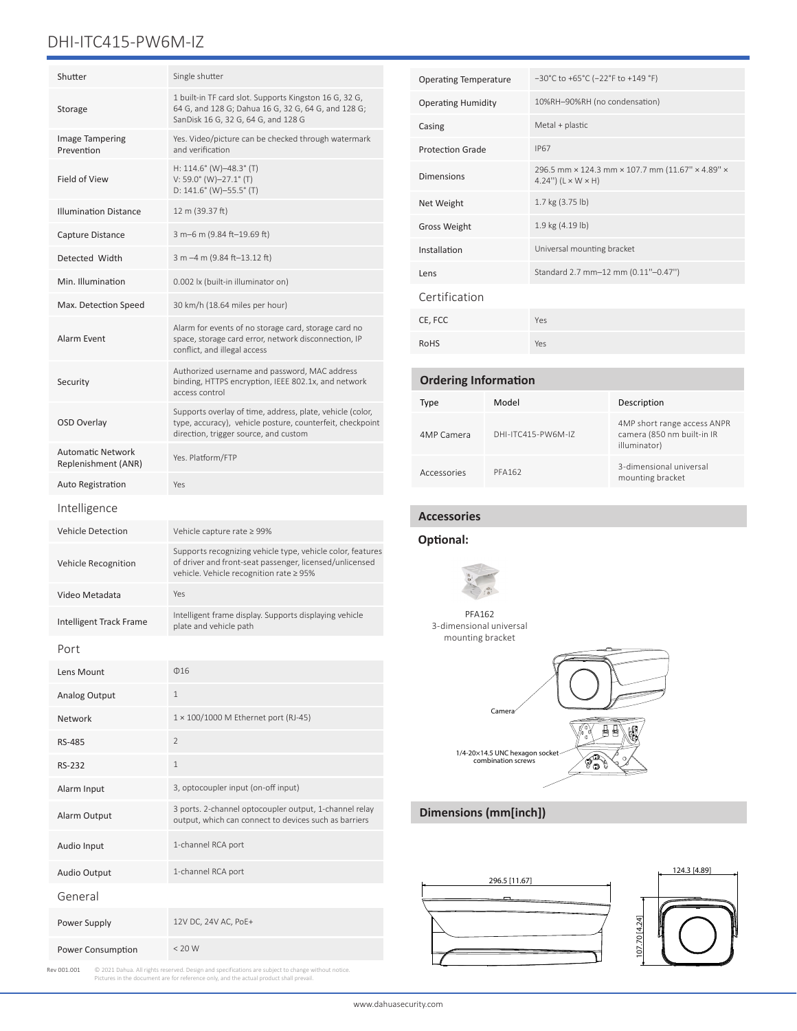# DHI-ITC415-PW6M-IZ

| | |
|---|---|
| Shutter | Single shutter |
| Storage | 1 built-in TF card slot. Supports Kingston 16 G, 32 G, 64 G, and 128 G; Dahua 16 G, 32 G, 64 G, and 128 G; SanDisk 16 G, 32 G, 64 G, and 128 G |
| Image Tampering Prevention | Yes. Video/picture can be checked through watermark and verification |
| Field of View | H: 114.6° (W)–48.3° (T)<br>V: 59.0° (W)–27.1° (T)<br>D: 141.6° (W)–55.5° (T) |
| Illumination Distance | 12 m (39.37 ft) |
| Capture Distance | 3 m–6 m (9.84 ft–19.69 ft) |
| Detected Width | 3 m –4 m (9.84 ft–13.12 ft) |
| Min. Illumination | 0.002 lx (built-in illuminator on) |
| Max. Detection Speed | 30 km/h (18.64 miles per hour) |
| Alarm Event | Alarm for events of no storage card, storage card no space, storage card error, network disconnection, IP conflict, and illegal access |
| Security | Authorized username and password, MAC address binding, HTTPS encryption, IEEE 802.1x, and network access control |
| OSD Overlay | Supports overlay of time, address, plate, vehicle (color, type, accuracy), vehicle posture, counterfeit, checkpoint direction, trigger source, and custom |
| Automatic Network Replenishment (ANR) | Yes. Platform/FTP |
| Auto Registration | Yes |

## Intelligence

| | |
|---|---|
| Vehicle Detection | Vehicle capture rate ≥ 99% |
| Vehicle Recognition | Supports recognizing vehicle type, vehicle color, features of driver and front-seat passenger, licensed/unlicensed vehicle. Vehicle recognition rate ≥ 95% |
| Video Metadata | Yes |
| Intelligent Track Frame | Intelligent frame display. Supports displaying vehicle plate and vehicle path |

## Port

| | |
|---|---|
| Lens Mount | Φ16 |
| Analog Output | 1 |
| Network | 1 × 100/1000 M Ethernet port (RJ-45) |
| RS-485 | 2 |
| RS-232 | 1 |
| Alarm Input | 3, optocoupler input (on-off input) |
| Alarm Output | 3 ports. 2-channel optocoupler output, 1-channel relay output, which can connect to devices such as barriers |
| Audio Input | 1-channel RCA port |
| Audio Output | 1-channel RCA port |

## General

| | |
|---|---|
| Power Supply | 12V DC, 24V AC, PoE+ |
| Power Consumption | < 20 W |
| Operating Temperature | –30°C to +65°C (–22°F to +149 °F) |
| Operating Humidity | 10%RH–90%RH (no condensation) |
| Casing | Metal + plastic |
| Protection Grade | IP67 |
| Dimensions | 296.5 mm × 124.3 mm × 107.7 mm (11.67" × 4.89" × 4.24") (L × W × H) |
| Net Weight | 1.7 kg (3.75 lb) |
| Gross Weight | 1.9 kg (4.19 lb) |
| Installation | Universal mounting bracket |
| Lens | Standard 2.7 mm–12 mm (0.11"–0.47") |

## Certification

| | |
|---|---|
| CE, FCC | Yes |
| RoHS | Yes |

## Ordering Information

| Type | Model | Description |
|---|---|---|
| 4MP Camera | DHI-ITC415-PW6M-IZ | 4MP short range access ANPR camera (850 nm built-in IR illuminator) |
| Accessories | PFA162 | 3-dimensional universal mounting bracket |

## Accessories

**Optional:**

PFA162
3-dimensional universal mounting bracket

Camera

1/4-20×14.5 UNC hexagon socket combination screws

## Dimensions (mm[inch])

296.5 [11.67]

124.3 [4.89]

107.70 [4.24]

Rev 001.001 © 2021 Dahua. All rights reserved. Design and specifications are subject to change without notice. Pictures in the document are for reference only, and the actual product shall prevail.

www.dahuasecurity.com